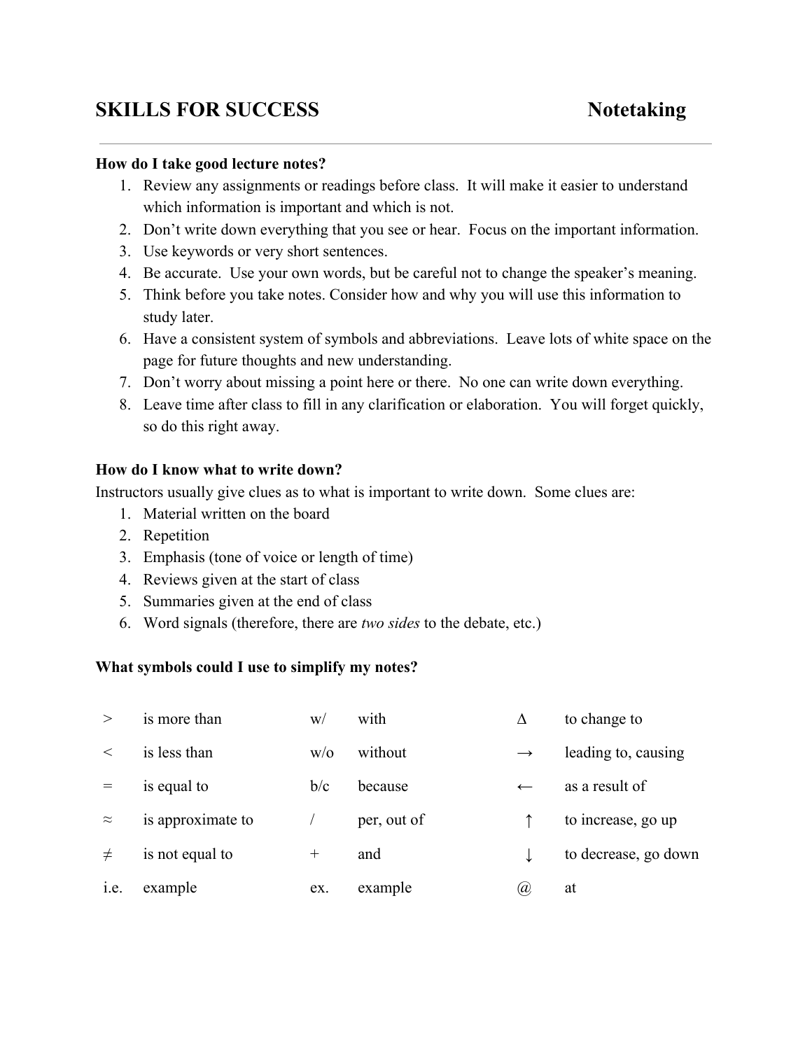# SKILLS FOR SUCCESS — Notetaking

**How do I take good lecture notes?**

1. Review any assignments or readings before class. It will make it easier to understand which information is important and which is not.
2. Don't write down everything that you see or hear. Focus on the important information.
3. Use keywords or very short sentences.
4. Be accurate. Use your own words, but be careful not to change the speaker's meaning.
5. Think before you take notes. Consider how and why you will use this information to study later.
6. Have a consistent system of symbols and abbreviations. Leave lots of white space on the page for future thoughts and new understanding.
7. Don't worry about missing a point here or there. No one can write down everything.
8. Leave time after class to fill in any clarification or elaboration. You will forget quickly, so do this right away.

**How do I know what to write down?**

Instructors usually give clues as to what is important to write down. Some clues are:

1. Material written on the board
2. Repetition
3. Emphasis (tone of voice or length of time)
4. Reviews given at the start of class
5. Summaries given at the end of class
6. Word signals (therefore, there are *two sides* to the debate, etc.)

**What symbols could I use to simplify my notes?**

| | | | | | |
|---|---|---|---|---|---|
| > | is more than | w/ | with | Δ | to change to |
| < | is less than | w/o | without | → | leading to, causing |
| = | is equal to | b/c | because | ← | as a result of |
| ≈ | is approximate to | / | per, out of | ↑ | to increase, go up |
| ≠ | is not equal to | + | and | ↓ | to decrease, go down |
| i.e. | example | ex. | example | @ | at |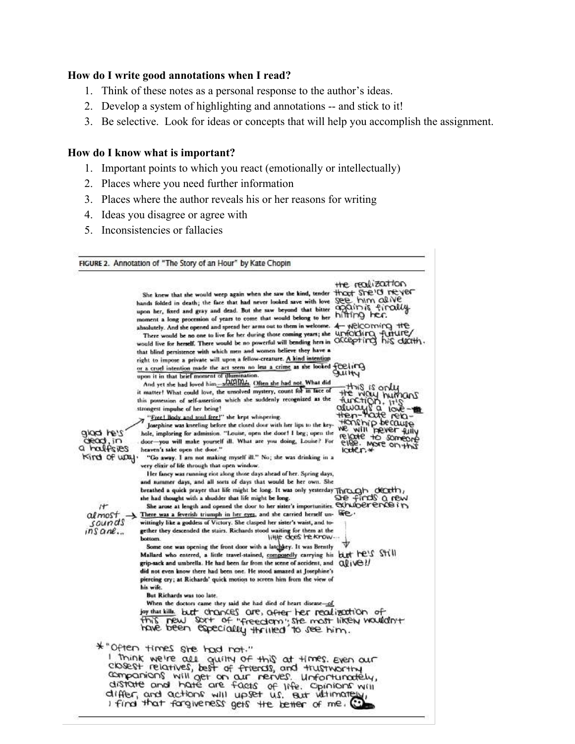**How do I write good annotations when I read?**

1. Think of these notes as a personal response to the author's ideas.
2. Develop a system of highlighting and annotations -- and stick to it!
3. Be selective. Look for ideas or concepts that will help you accomplish the assignment.

**How do I know what is important?**

1. Important points to which you react (emotionally or intellectually)
2. Places where you need further information
3. Places where the author reveals his or her reasons for writing
4. Ideas you disagree or agree with
5. Inconsistencies or fallacies

FIGURE 2. Annotation of "The Story of an Hour" by Kate Chopin

She knew that she would weep again when she saw the kind, tender hands folded in death; the face that had never looked save with love upon her, fixed and gray and dead. But she saw beyond that bitter moment a long procession of years to come that would belong to her absolutely. And she opened and spread her arms out to them in welcome.

There would be no one to live for her during those coming years; she would live for herself. There would be no powerful will bending hers in that blind persistence with which men and women believe they have a right to impose a private will upon a fellow-creature. A kind intention or a cruel intention made the act seem no less a crime as she looked upon it in that brief moment of illumination.

And yet she had loved him—sometimes. Often she had not. What did it matter! What could love, the unsolved mystery, count for in face of this possession of self-assertion which she suddenly recognized as the strongest impulse of her being!

"Free! Body and soul free!" she kept whispering.

Josephine was kneeling before the closed door with her lips to the keyhole, imploring for admission. "Louise, open the door! I beg; open the door—you will make yourself ill. What are you doing, Louise? For heaven's sake open the door."

"Go away. I am not making myself ill." No; she was drinking in a very elixir of life through that open window.

Her fancy was running riot along those days ahead of her. Spring days, and summer days, and all sorts of days that would be her own. She breathed a quick prayer that life might be long. It was only yesterday she had thought with a shudder that life might be long.

She arose at length and opened the door to her sister's importunities. There was a feverish triumph in her eyes, and she carried herself unwittingly like a goddess of Victory. She clasped her sister's waist, and together they descended the stairs. Richards stood waiting for them at the bottom.

Some one was opening the front door with a latchkey. It was Brently Mallard who entered, a little travel-stained, composedly carrying his grip-sack and umbrella. He had been far from the scene of accident, and did not even know there had been one. He stood amazed at Josephine's piercing cry; at Richards' quick motion to screen him from the view of his wife.

But Richards was too late.

When the doctors came they said she had died of heart disease—of joy that kills.

Handwritten annotations:

- the realization that she'd never see him alive again is finally hitting her.
- ← welcoming the unfolding future/accepting his death.
- feeling guilty
- hmm.
- this is only the way humans function. It's always a love-then-hate relationship because we will never fully relate to someone else. More on this later.*
- glad he's dead, in a halfsies kind of way.
- Through death, she finds a new exhuberence in life.
- it almost sounds insane...
- little does he know...
- but he's still alive!!
- but chances are, after her realization of this new sort of "freedom", she most likely wouldn't have been especially thrilled to see him.

*"Often times she had not."
I think we're all guilty of this at times. Even our closest relatives, best of friends, and trustworthy companions will get on our nerves. Unfortunately, distate and hate are facts of life. Opinions will differ, and actions will upset us. But ultimately, I find that forgiveness gets the better of me. ☺